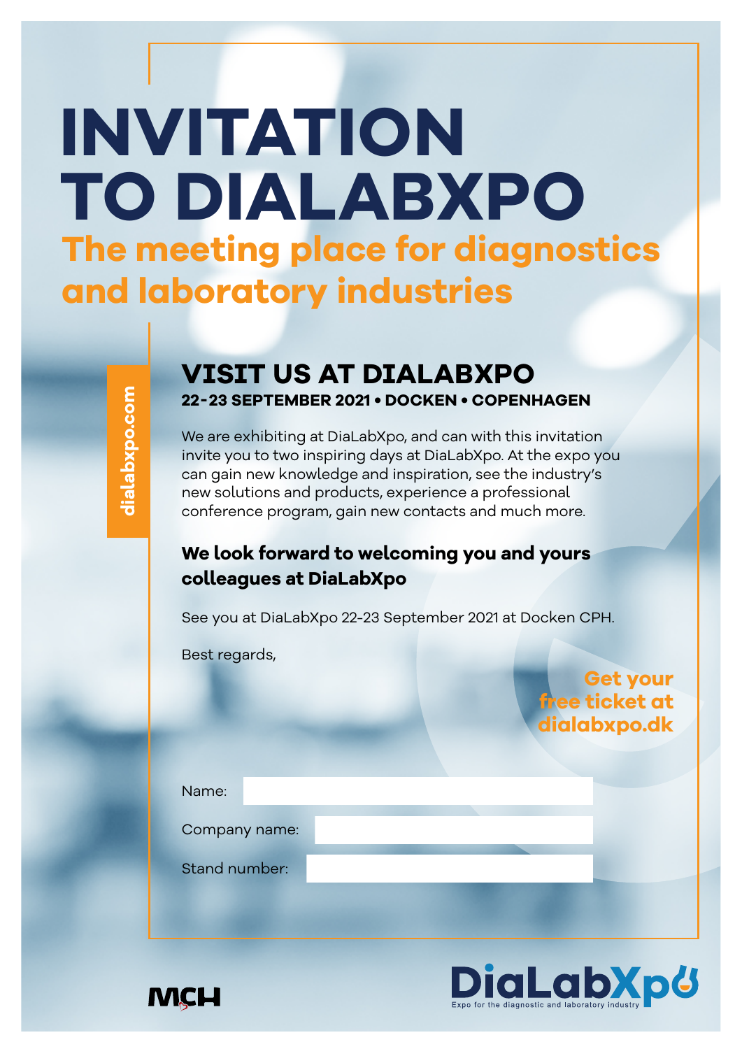# INVITATION TO DIALABXPO

## The meeting place for diagnostics and laboratory industries

dialabxpo.com

## VISIT US AT DIALABXPO

**22-23 SEPTEMBER 2021 • DOCKEN • COPENHAGEN**

We are exhibiting at DiaLabXpo, and can with this invitation invite you to two inspiring days at DiaLabXpo. At the expo you can gain new knowledge and inspiration, see the industry's new solutions and products, experience a professional conference program, gain new contacts and much more.

**We look forward to welcoming you and yours colleagues at DiaLabXpo**

See you at DiaLabXpo 22-23 September 2021 at Docken CPH.

Best regards,

**Get your free ticket at dialabxpo.dk**

Name:

Company name:

Stand number:

MCH

DiaLabXpo
Expo for the diagnostic and laboratory industry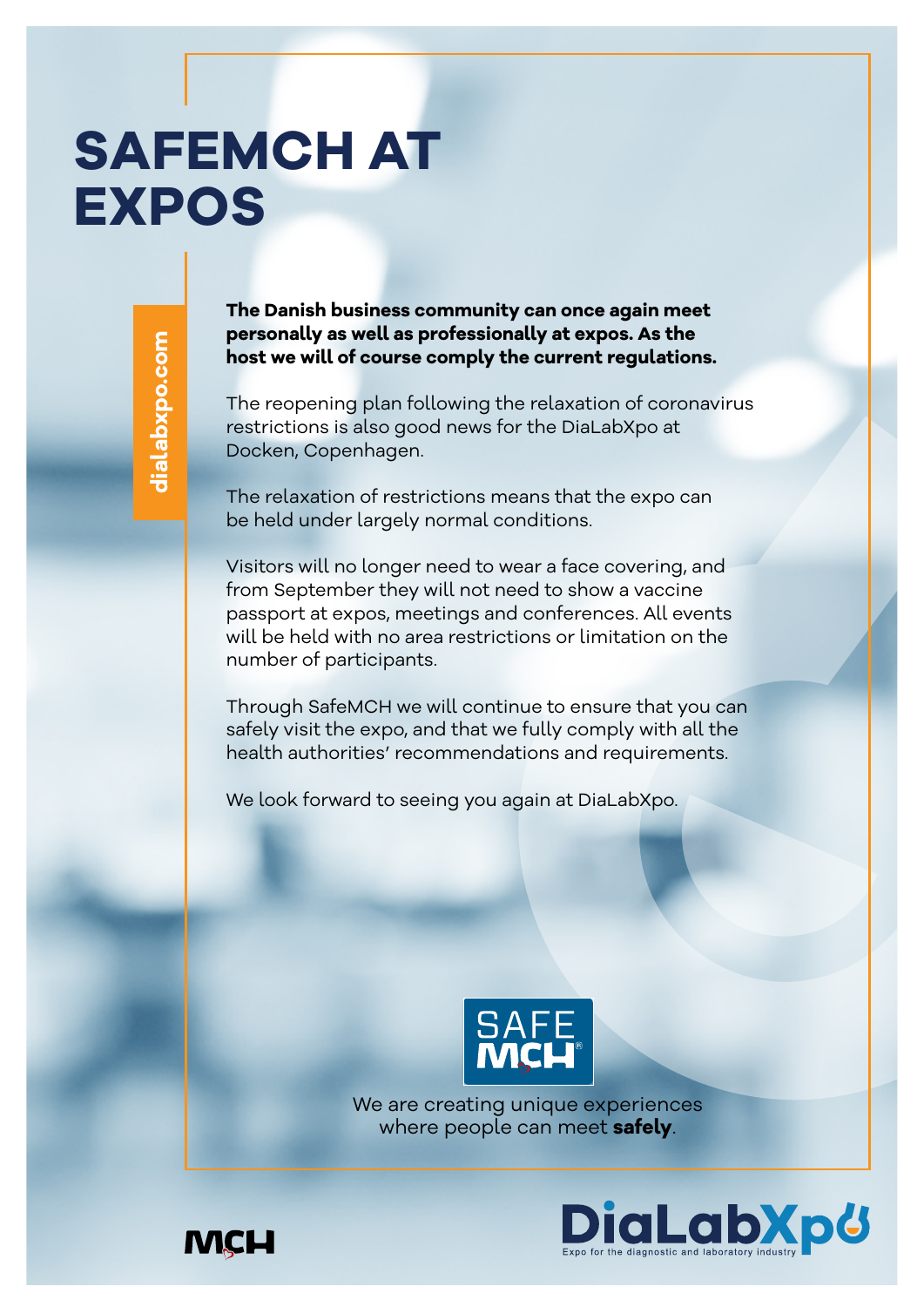# SAFEMCH AT EXPOS

dialabxpo.com

**The Danish business community can once again meet personally as well as professionally at expos. As the host we will of course comply the current regulations.**

The reopening plan following the relaxation of coronavirus restrictions is also good news for the DiaLabXpo at Docken, Copenhagen.

The relaxation of restrictions means that the expo can be held under largely normal conditions.

Visitors will no longer need to wear a face covering, and from September they will not need to show a vaccine passport at expos, meetings and conferences. All events will be held with no area restrictions or limitation on the number of participants.

Through SafeMCH we will continue to ensure that you can safely visit the expo, and that we fully comply with all the health authorities' recommendations and requirements.

We look forward to seeing you again at DiaLabXpo.

SAFE MCH

We are creating unique experiences where people can meet **safely**.

MCH

DiaLabXpo
Expo for the diagnostic and laboratory industry